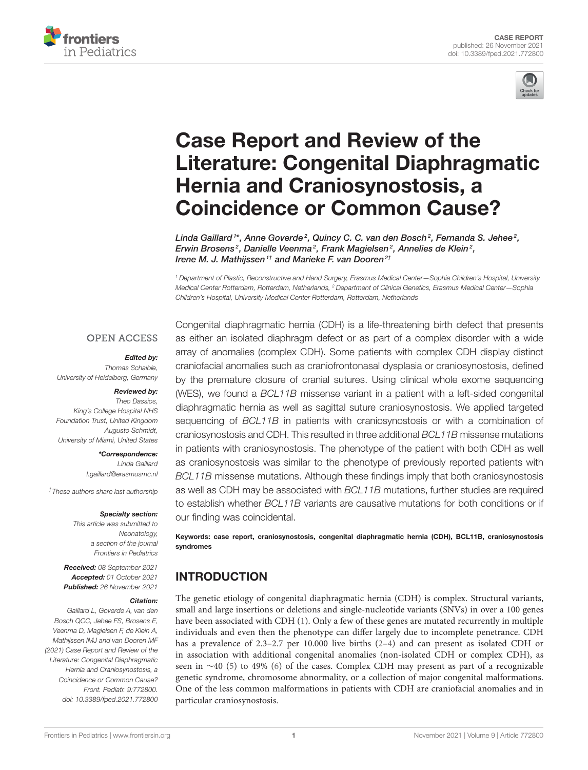CASE REPORT
published: 26 November 2021
doi: 10.3389/fped.2021.772800

# Case Report and Review of the Literature: Congenital Diaphragmatic Hernia and Craniosynostosis, a Coincidence or Common Cause?

*Linda Gaillard[1]*, Anne Goverde[2], Quincy C. C. van den Bosch[2], Fernanda S. Jehee[2], Erwin Brosens[2], Danielle Veenma[2], Frank Magielsen[2], Annelies de Klein[2], Irene M. J. Mathijssen[1†] and Marieke F. van Dooren[2†]*

[1] Department of Plastic, Reconstructive and Hand Surgery, Erasmus Medical Center—Sophia Children's Hospital, University Medical Center Rotterdam, Rotterdam, Netherlands, [2] Department of Clinical Genetics, Erasmus Medical Center—Sophia Children's Hospital, University Medical Center Rotterdam, Rotterdam, Netherlands

OPEN ACCESS

***Edited by:***
*Thomas Schaible,*
*University of Heidelberg, Germany*

***Reviewed by:***
*Theo Dassios,*
*King's College Hospital NHS Foundation Trust, United Kingdom*
*Augusto Schmidt,*
*University of Miami, United States*

***\*Correspondence:***
*Linda Gaillard*
*l.gaillard@erasmusmc.nl*

*†These authors share last authorship*

***Specialty section:***
*This article was submitted to Neonatology, a section of the journal Frontiers in Pediatrics*

***Received:*** *08 September 2021*
***Accepted:*** *01 October 2021*
***Published:*** *26 November 2021*

***Citation:***
*Gaillard L, Goverde A, van den Bosch QCC, Jehee FS, Brosens E, Veenma D, Magielsen F, de Klein A, Mathijssen IMJ and van Dooren MF (2021) Case Report and Review of the Literature: Congenital Diaphragmatic Hernia and Craniosynostosis, a Coincidence or Common Cause? Front. Pediatr. 9:772800. doi: 10.3389/fped.2021.772800*

Congenital diaphragmatic hernia (CDH) is a life-threatening birth defect that presents as either an isolated diaphragm defect or as part of a complex disorder with a wide array of anomalies (complex CDH). Some patients with complex CDH display distinct craniofacial anomalies such as craniofrontonasal dysplasia or craniosynostosis, defined by the premature closure of cranial sutures. Using clinical whole exome sequencing (WES), we found a *BCL11B* missense variant in a patient with a left-sided congenital diaphragmatic hernia as well as sagittal suture craniosynostosis. We applied targeted sequencing of *BCL11B* in patients with craniosynostosis or with a combination of craniosynostosis and CDH. This resulted in three additional *BCL11B* missense mutations in patients with craniosynostosis. The phenotype of the patient with both CDH as well as craniosynostosis was similar to the phenotype of previously reported patients with *BCL11B* missense mutations. Although these findings imply that both craniosynostosis as well as CDH may be associated with *BCL11B* mutations, further studies are required to establish whether *BCL11B* variants are causative mutations for both conditions or if our finding was coincidental.

**Keywords: case report, craniosynostosis, congenital diaphragmatic hernia (CDH), BCL11B, craniosynostosis syndromes**

## INTRODUCTION

The genetic etiology of congenital diaphragmatic hernia (CDH) is complex. Structural variants, small and large insertions or deletions and single-nucleotide variants (SNVs) in over a 100 genes have been associated with CDH (1). Only a few of these genes are mutated recurrently in multiple individuals and even then the phenotype can differ largely due to incomplete penetrance. CDH has a prevalence of 2.3–2.7 per 10.000 live births (2–4) and can present as isolated CDH or in association with additional congenital anomalies (non-isolated CDH or complex CDH), as seen in ~40 (5) to 49% (6) of the cases. Complex CDH may present as part of a recognizable genetic syndrome, chromosome abnormality, or a collection of major congenital malformations. One of the less common malformations in patients with CDH are craniofacial anomalies and in particular craniosynostosis.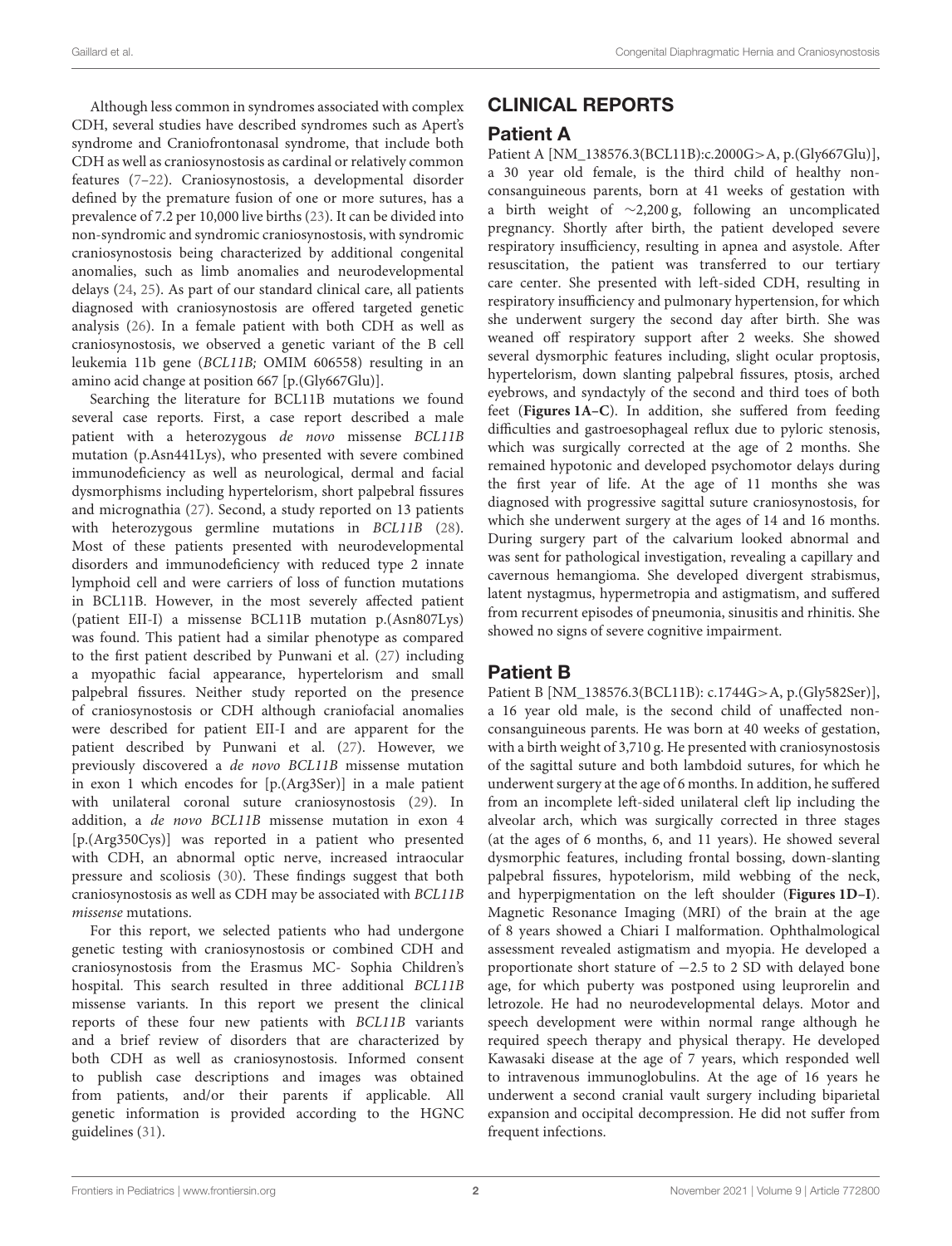Although less common in syndromes associated with complex CDH, several studies have described syndromes such as Apert's syndrome and Craniofrontonasal syndrome, that include both CDH as well as craniosynostosis as cardinal or relatively common features (7–22). Craniosynostosis, a developmental disorder defined by the premature fusion of one or more sutures, has a prevalence of 7.2 per 10,000 live births (23). It can be divided into non-syndromic and syndromic craniosynostosis, with syndromic craniosynostosis being characterized by additional congenital anomalies, such as limb anomalies and neurodevelopmental delays (24, 25). As part of our standard clinical care, all patients diagnosed with craniosynostosis are offered targeted genetic analysis (26). In a female patient with both CDH as well as craniosynostosis, we observed a genetic variant of the B cell leukemia 11b gene (*BCL11B;* OMIM 606558) resulting in an amino acid change at position 667 [p.(Gly667Glu)].

Searching the literature for BCL11B mutations we found several case reports. First, a case report described a male patient with a heterozygous *de novo* missense *BCL11B* mutation (p.Asn441Lys), who presented with severe combined immunodeficiency as well as neurological, dermal and facial dysmorphisms including hypertelorism, short palpebral fissures and micrognathia (27). Second, a study reported on 13 patients with heterozygous germline mutations in *BCL11B* (28). Most of these patients presented with neurodevelopmental disorders and immunodeficiency with reduced type 2 innate lymphoid cell and were carriers of loss of function mutations in BCL11B. However, in the most severely affected patient (patient EII-I) a missense BCL11B mutation p.(Asn807Lys) was found. This patient had a similar phenotype as compared to the first patient described by Punwani et al. (27) including a myopathic facial appearance, hypertelorism and small palpebral fissures. Neither study reported on the presence of craniosynostosis or CDH although craniofacial anomalies were described for patient EII-I and are apparent for the patient described by Punwani et al. (27). However, we previously discovered a *de novo BCL11B* missense mutation in exon 1 which encodes for [p.(Arg3Ser)] in a male patient with unilateral coronal suture craniosynostosis (29). In addition, a *de novo BCL11B* missense mutation in exon 4 [p.(Arg350Cys)] was reported in a patient who presented with CDH, an abnormal optic nerve, increased intraocular pressure and scoliosis (30). These findings suggest that both craniosynostosis as well as CDH may be associated with *BCL11B missense* mutations.

For this report, we selected patients who had undergone genetic testing with craniosynostosis or combined CDH and craniosynostosis from the Erasmus MC- Sophia Children's hospital. This search resulted in three additional *BCL11B* missense variants. In this report we present the clinical reports of these four new patients with *BCL11B* variants and a brief review of disorders that are characterized by both CDH as well as craniosynostosis. Informed consent to publish case descriptions and images was obtained from patients, and/or their parents if applicable. All genetic information is provided according to the HGNC guidelines (31).

## CLINICAL REPORTS

### Patient A

Patient A [NM_138576.3(BCL11B):c.2000G>A, p.(Gly667Glu)], a 30 year old female, is the third child of healthy non-consanguineous parents, born at 41 weeks of gestation with a birth weight of ∼2,200 g, following an uncomplicated pregnancy. Shortly after birth, the patient developed severe respiratory insufficiency, resulting in apnea and asystole. After resuscitation, the patient was transferred to our tertiary care center. She presented with left-sided CDH, resulting in respiratory insufficiency and pulmonary hypertension, for which she underwent surgery the second day after birth. She was weaned off respiratory support after 2 weeks. She showed several dysmorphic features including, slight ocular proptosis, hypertelorism, down slanting palpebral fissures, ptosis, arched eyebrows, and syndactyly of the second and third toes of both feet (**Figures 1A–C**). In addition, she suffered from feeding difficulties and gastroesophageal reflux due to pyloric stenosis, which was surgically corrected at the age of 2 months. She remained hypotonic and developed psychomotor delays during the first year of life. At the age of 11 months she was diagnosed with progressive sagittal suture craniosynostosis, for which she underwent surgery at the ages of 14 and 16 months. During surgery part of the calvarium looked abnormal and was sent for pathological investigation, revealing a capillary and cavernous hemangioma. She developed divergent strabismus, latent nystagmus, hypermetropia and astigmatism, and suffered from recurrent episodes of pneumonia, sinusitis and rhinitis. She showed no signs of severe cognitive impairment.

### Patient B

Patient B [NM_138576.3(BCL11B): c.1744G>A, p.(Gly582Ser)], a 16 year old male, is the second child of unaffected non-consanguineous parents. He was born at 40 weeks of gestation, with a birth weight of 3,710 g. He presented with craniosynostosis of the sagittal suture and both lambdoid sutures, for which he underwent surgery at the age of 6 months. In addition, he suffered from an incomplete left-sided unilateral cleft lip including the alveolar arch, which was surgically corrected in three stages (at the ages of 6 months, 6, and 11 years). He showed several dysmorphic features, including frontal bossing, down-slanting palpebral fissures, hypotelorism, mild webbing of the neck, and hyperpigmentation on the left shoulder (**Figures 1D–I**). Magnetic Resonance Imaging (MRI) of the brain at the age of 8 years showed a Chiari I malformation. Ophthalmological assessment revealed astigmatism and myopia. He developed a proportionate short stature of −2.5 to 2 SD with delayed bone age, for which puberty was postponed using leuprorelin and letrozole. He had no neurodevelopmental delays. Motor and speech development were within normal range although he required speech therapy and physical therapy. He developed Kawasaki disease at the age of 7 years, which responded well to intravenous immunoglobulins. At the age of 16 years he underwent a second cranial vault surgery including biparietal expansion and occipital decompression. He did not suffer from frequent infections.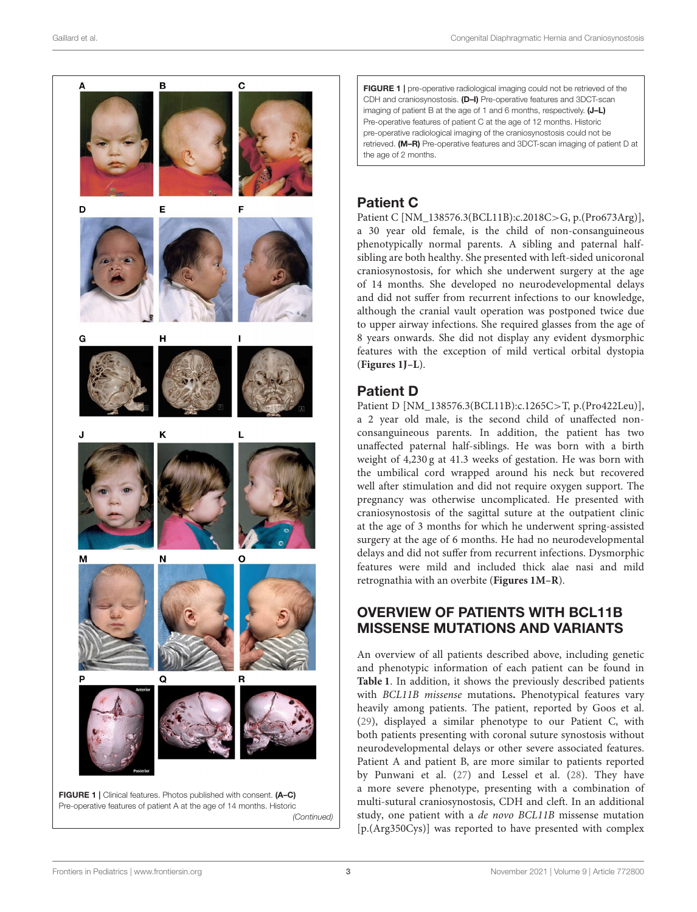**FIGURE 1** | Clinical features. Photos published with consent. **(A–C)** Pre-operative features of patient A at the age of 14 months. Historic pre-operative radiological imaging could not be retrieved of the CDH and craniosynostosis. **(D–I)** Pre-operative features and 3DCT-scan imaging of patient B at the age of 1 and 6 months, respectively. **(J–L)** Pre-operative features of patient C at the age of 12 months. Historic pre-operative radiological imaging of the craniosynostosis could not be retrieved. **(M–R)** Pre-operative features and 3DCT-scan imaging of patient D at the age of 2 months.

## Patient C

Patient C [NM_138576.3(BCL11B):c.2018C>G, p.(Pro673Arg)], a 30 year old female, is the child of non-consanguineous phenotypically normal parents. A sibling and paternal half-sibling are both healthy. She presented with left-sided unicoronal craniosynostosis, for which she underwent surgery at the age of 14 months. She developed no neurodevelopmental delays and did not suffer from recurrent infections to our knowledge, although the cranial vault operation was postponed twice due to upper airway infections. She required glasses from the age of 8 years onwards. She did not display any evident dysmorphic features with the exception of mild vertical orbital dystopia (**Figures 1J–L**).

## Patient D

Patient D [NM_138576.3(BCL11B):c.1265C>T, p.(Pro422Leu)], a 2 year old male, is the second child of unaffected non-consanguineous parents. In addition, the patient has two unaffected paternal half-siblings. He was born with a birth weight of 4,230 g at 41.3 weeks of gestation. He was born with the umbilical cord wrapped around his neck but recovered well after stimulation and did not require oxygen support. The pregnancy was otherwise uncomplicated. He presented with craniosynostosis of the sagittal suture at the outpatient clinic at the age of 3 months for which he underwent spring-assisted surgery at the age of 6 months. He had no neurodevelopmental delays and did not suffer from recurrent infections. Dysmorphic features were mild and included thick alae nasi and mild retrognathia with an overbite (**Figures 1M–R**).

## OVERVIEW OF PATIENTS WITH BCL11B MISSENSE MUTATIONS AND VARIANTS

An overview of all patients described above, including genetic and phenotypic information of each patient can be found in **Table 1**. In addition, it shows the previously described patients with *BCL11B missense* mutations**.** Phenotypical features vary heavily among patients. The patient, reported by Goos et al. (29), displayed a similar phenotype to our Patient C, with both patients presenting with coronal suture synostosis without neurodevelopmental delays or other severe associated features. Patient A and patient B, are more similar to patients reported by Punwani et al. (27) and Lessel et al. (28). They have a more severe phenotype, presenting with a combination of multi-sutural craniosynostosis, CDH and cleft. In an additional study, one patient with a *de novo BCL11B* missense mutation [p.(Arg350Cys)] was reported to have presented with complex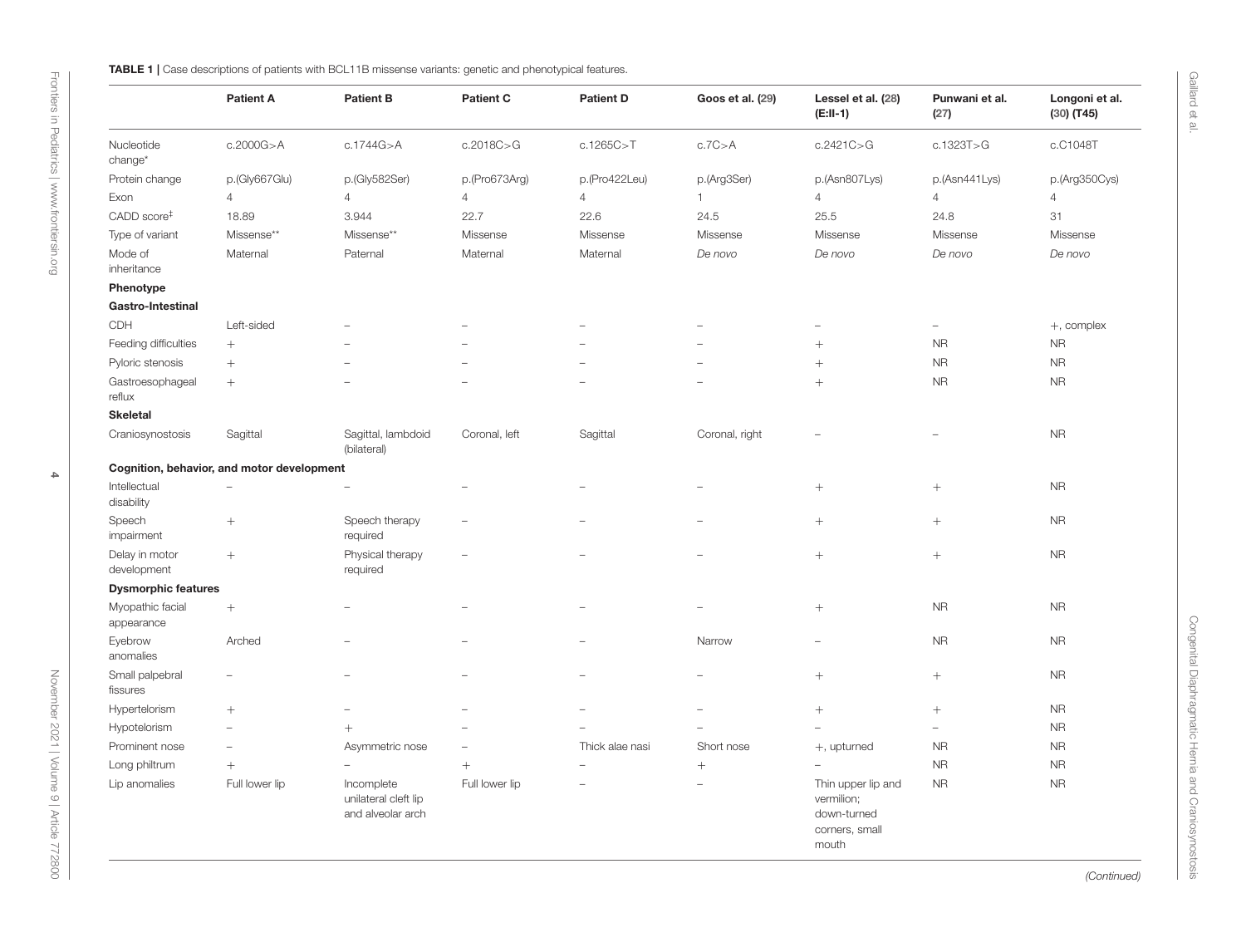**TABLE 1 |** Case descriptions of patients with BCL11B missense variants: genetic and phenotypical features.

| | Patient A | Patient B | Patient C | Patient D | Goos et al. (29) | Lessel et al. (28) (E:II-1) | Punwani et al. (27) | Longoni et al. (30) (T45) |
|---|---|---|---|---|---|---|---|---|
| Nucleotide change* | c.2000G>A | c.1744G>A | c.2018C>G | c.1265C>T | c.7C>A | c.2421C>G | c.1323T>G | c.C1048T |
| Protein change | p.(Gly667Glu) | p.(Gly582Ser) | p.(Pro673Arg) | p.(Pro422Leu) | p.(Arg3Ser) | p.(Asn807Lys) | p.(Asn441Lys) | p.(Arg350Cys) |
| Exon | 4 | 4 | 4 | 4 | 1 | 4 | 4 | 4 |
| CADD score‡ | 18.89 | 3.944 | 22.7 | 22.6 | 24.5 | 25.5 | 24.8 | 31 |
| Type of variant | Missense** | Missense** | Missense | Missense | Missense | Missense | Missense | Missense |
| Mode of inheritance | Maternal | Paternal | Maternal | Maternal | *De novo* | *De novo* | *De novo* | *De novo* |
| **Phenotype** | | | | | | | | |
| **Gastro-Intestinal** | | | | | | | | |
| CDH | Left-sided | – | – | – | – | – | – | +, complex |
| Feeding difficulties | + | – | – | – | – | + | NR | NR |
| Pyloric stenosis | + | – | – | – | – | + | NR | NR |
| Gastroesophageal reflux | + | – | – | – | – | + | NR | NR |
| **Skeletal** | | | | | | | | |
| Craniosynostosis | Sagittal | Sagittal, lambdoid (bilateral) | Coronal, left | Sagittal | Coronal, right | – | – | NR |
| **Cognition, behavior, and motor development** | | | | | | | | |
| Intellectual disability | – | – | – | – | – | + | + | NR |
| Speech impairment | + | Speech therapy required | – | – | – | + | + | NR |
| Delay in motor development | + | Physical therapy required | – | – | – | + | + | NR |
| **Dysmorphic features** | | | | | | | | |
| Myopathic facial appearance | + | – | – | – | – | + | NR | NR |
| Eyebrow anomalies | Arched | – | – | – | Narrow | – | NR | NR |
| Small palpebral fissures | – | – | – | – | – | + | + | NR |
| Hypertelorism | + | – | – | – | – | + | + | NR |
| Hypotelorism | – | + | – | – | – | – | – | NR |
| Prominent nose | – | Asymmetric nose | – | Thick alae nasi | Short nose | +, upturned | NR | NR |
| Long philtrum | + | – | + | – | + | – | NR | NR |
| Lip anomalies | Full lower lip | Incomplete unilateral cleft lip and alveolar arch | Full lower lip | – | – | Thin upper lip and vermilion; down-turned corners, small mouth | NR | NR |

*(Continued)*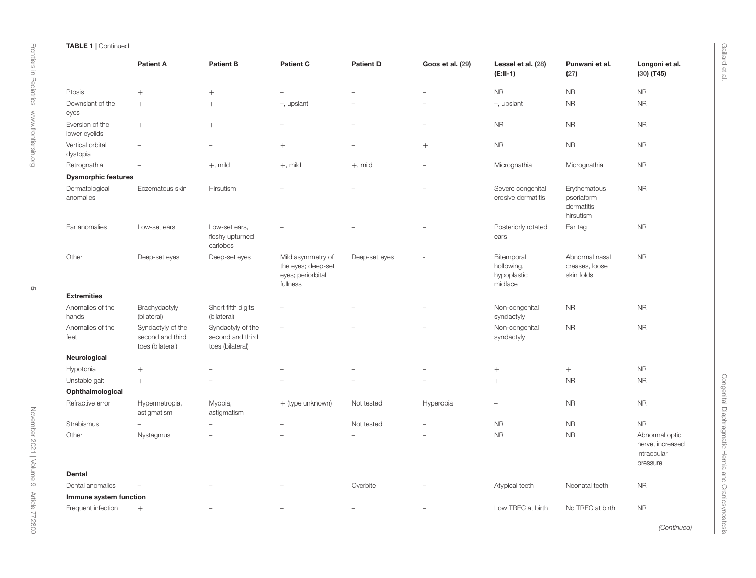**TABLE 1 |** Continued

| | Patient A | Patient B | Patient C | Patient D | Goos et al. (29) | Lessel et al. (28) (E:II-1) | Punwani et al. (27) | Longoni et al. (30) (T45) |
|---|---|---|---|---|---|---|---|---|
| Ptosis | + | + | – | – | – | NR | NR | NR |
| Downslant of the eyes | + | + | –, upslant | – | – | –, upslant | NR | NR |
| Eversion of the lower eyelids | + | + | – | – | – | NR | NR | NR |
| Vertical orbital dystopia | – | – | + | – | + | NR | NR | NR |
| Retrognathia | – | +, mild | +, mild | +, mild | – | Micrognathia | Micrognathia | NR |
| **Dysmorphic features** | | | | | | | | |
| Dermatological anomalies | Eczematous skin | Hirsutism | – | – | – | Severe congenital erosive dermatitis | Erythematous psoriaform dermatitis hirsutism | NR |
| Ear anomalies | Low-set ears | Low-set ears, fleshy upturned earlobes | – | – | – | Posteriorly rotated ears | Ear tag | NR |
| Other | Deep-set eyes | Deep-set eyes | Mild asymmetry of the eyes; deep-set eyes; periorbital fullness | Deep-set eyes | - | Bitemporal hollowing, hypoplastic midface | Abnormal nasal creases, loose skin folds | NR |
| **Extremities** | | | | | | | | |
| Anomalies of the hands | Brachydactyly (bilateral) | Short fifth digits (bilateral) | – | – | – | Non-congenital syndactyly | NR | NR |
| Anomalies of the feet | Syndactyly of the second and third toes (bilateral) | Syndactyly of the second and third toes (bilateral) | – | – | – | Non-congenital syndactyly | NR | NR |
| **Neurological** | | | | | | | | |
| Hypotonia | + | – | – | – | – | + | + | NR |
| Unstable gait | + | – | – | – | – | + | NR | NR |
| **Ophthalmological** | | | | | | | | |
| Refractive error | Hypermetropia, astigmatism | Myopia, astigmatism | + (type unknown) | Not tested | Hyperopia | – | NR | NR |
| Strabismus | – | – | – | Not tested | – | NR | NR | NR |
| Other | Nystagmus | – | – | – | – | NR | NR | Abnormal optic nerve, increased intraocular pressure |
| **Dental** | | | | | | | | |
| Dental anomalies | – | – | – | Overbite | – | Atypical teeth | Neonatal teeth | NR |
| **Immune system function** | | | | | | | | |
| Frequent infection | + | – | – | – | – | Low TREC at birth | No TREC at birth | NR |

*(Continued)*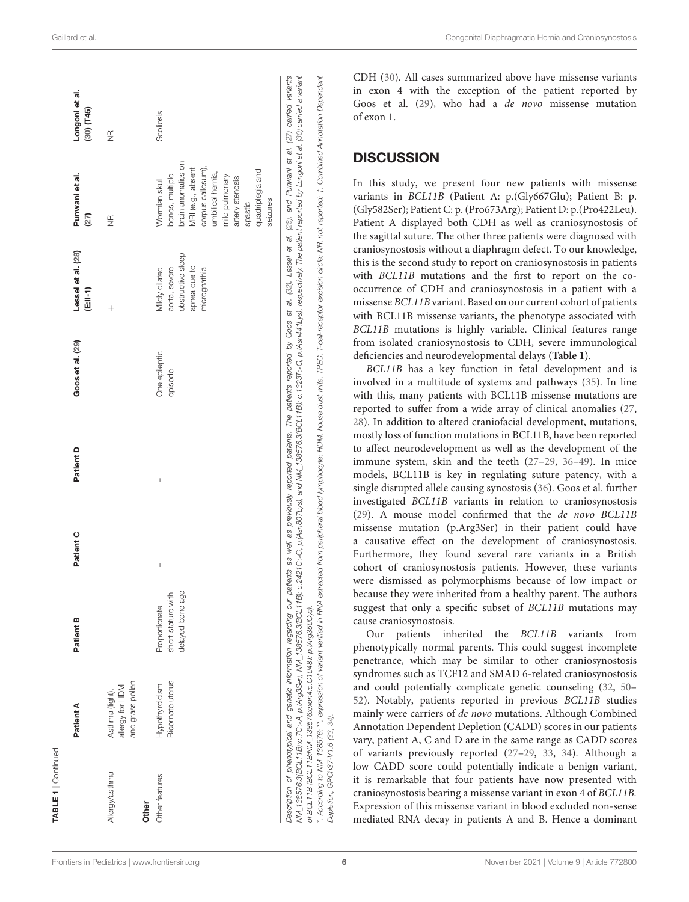**TABLE 1** | Continued

| | Patient A | Patient B | Patient C | Patient D | Goos et al. (29) | Lessel et al. (28) (E:II-1) | Punwani et al. (27) | Longoni et al. (30) (T45) |
|---|---|---|---|---|---|---|---|---|
| Allergy/asthma | Asthma (light), allergy for HDM and grass pollen | – | – | – | – | + | NR | NR |
| **Other** | | | | | | | | |
| Other features | Hypothyroidism Bicornate uterus | Proportionate short stature with delayed bone age | – | – | One epileptic episode | Mildly dilated aorta, severe obstructive sleep apnea due to micrognathia | Wormian skull bones, multiple brain anomalies on MRI (e.g., absent corpus callosum), umbilical hernia, mild pulmonary artery stenosis spastic quadriplegia and seizures | Scoliosis |

Description of phenotypical and genetic information regarding our patients as well as previously reported patients. The patients reported by Goos et al. (32), Lessel et al. (28), and Punwani et al. (27) carried variants NM_138576.3(BCL11B):c.7C>A, p.(Arg3Ser), NM_138576.3(BCL11B): c.2421C>G, p.(Asn807Lys), and NM_138576.3(BCL11B): c.1323T>G, p.(Asn441Lys), respectively. The patient reported by Longoni et al. (30) carried a variant of BCL11B (BCL11B/NM_138576:exon4:c.C1048T: p.(Arg350Cys).

*, According to NM_138576; **, expression of variant verified in RNA extracted from peripheral blood lymphocyte; HDM, house dust mite, TREC, T-cell-receptor excision circle; NR, not reported; ‡, Combined Annotation Dependent Depletion, GRCh37-V1.6 (33, 34).

CDH (30). All cases summarized above have missense variants in exon 4 with the exception of the patient reported by Goos et al. (29), who had a *de novo* missense mutation of exon 1.

## DISCUSSION

In this study, we present four new patients with missense variants in *BCL11B* (Patient A: p.(Gly667Glu); Patient B: p.(Gly582Ser); Patient C: p.(Pro673Arg); Patient D: p.(Pro422Leu). Patient A displayed both CDH as well as craniosynostosis of the sagittal suture. The other three patients were diagnosed with craniosynostosis without a diaphragm defect. To our knowledge, this is the second study to report on craniosynostosis in patients with *BCL11B* mutations and the first to report on the co-occurrence of CDH and craniosynostosis in a patient with a missense *BCL11B* variant. Based on our current cohort of patients with BCL11B missense variants, the phenotype associated with *BCL11B* mutations is highly variable. Clinical features range from isolated craniosynostosis to CDH, severe immunological deficiencies and neurodevelopmental delays (**Table 1**).

*BCL11B* has a key function in fetal development and is involved in a multitude of systems and pathways (35). In line with this, many patients with BCL11B missense mutations are reported to suffer from a wide array of clinical anomalies (27, 28). In addition to altered craniofacial development, mutations, mostly loss of function mutations in BCL11B, have been reported to affect neurodevelopment as well as the development of the immune system, skin and the teeth (27–29, 36–49). In mice models, BCL11B is key in regulating suture patency, with a single disrupted allele causing synostosis (36). Goos et al. further investigated *BCL11B* variants in relation to craniosynostosis (29). A mouse model confirmed that the *de novo BCL11B* missense mutation (p.Arg3Ser) in their patient could have a causative effect on the development of craniosynostosis. Furthermore, they found several rare variants in a British cohort of craniosynostosis patients. However, these variants were dismissed as polymorphisms because of low impact or because they were inherited from a healthy parent. The authors suggest that only a specific subset of *BCL11B* mutations may cause craniosynostosis.

Our patients inherited the *BCL11B* variants from phenotypically normal parents. This could suggest incomplete penetrance, which may be similar to other craniosynostosis syndromes such as TCF12 and SMAD 6-related craniosynostosis and could potentially complicate genetic counseling (32, 50–52). Notably, patients reported in previous *BCL11B* studies mainly were carriers of *de novo* mutations. Although Combined Annotation Dependent Depletion (CADD) scores in our patients vary, patient A, C and D are in the same range as CADD scores of variants previously reported (27–29, 33, 34). Although a low CADD score could potentially indicate a benign variant, it is remarkable that four patients have now presented with craniosynostosis bearing a missense variant in exon 4 of *BCL11B*. Expression of this missense variant in blood excluded non-sense mediated RNA decay in patients A and B. Hence a dominant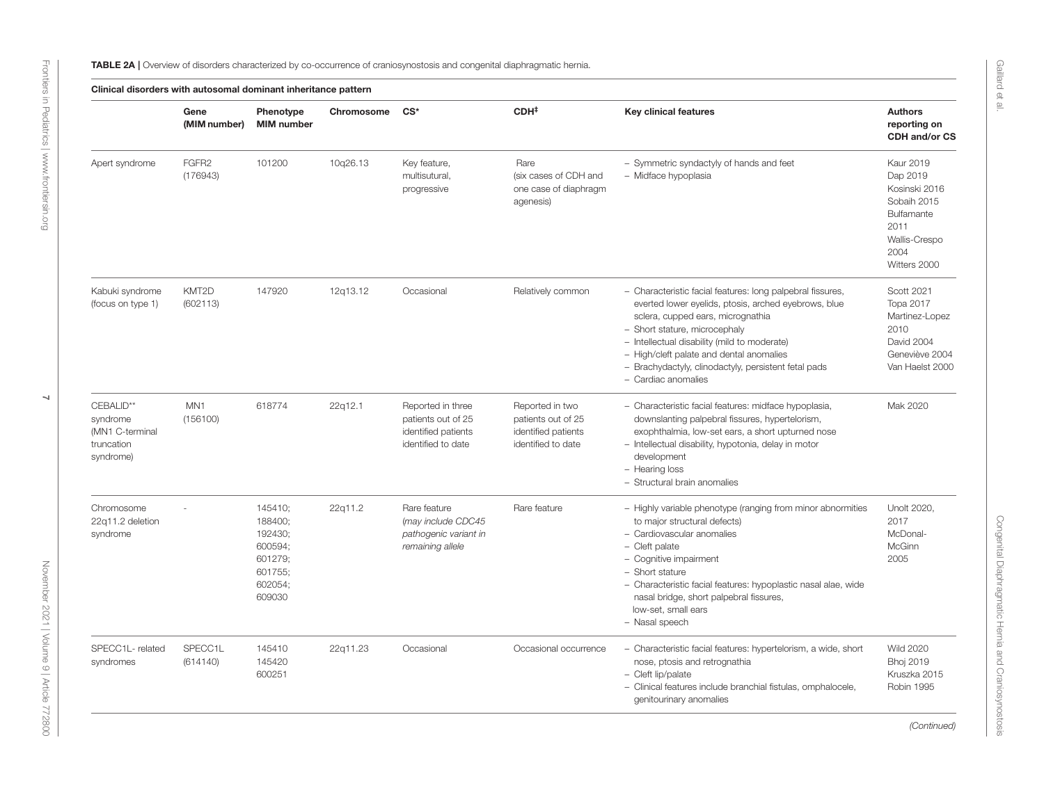**TABLE 2A |** Overview of disorders characterized by co-occurrence of craniosynostosis and congenital diaphragmatic hernia.

**Clinical disorders with autosomal dominant inheritance pattern**

| | Gene (MIM number) | Phenotype MIM number | Chromosome | CS* | CDH‡ | Key clinical features | Authors reporting on CDH and/or CS |
|---|---|---|---|---|---|---|---|
| Apert syndrome | FGFR2 (176943) | 101200 | 10q26.13 | Key feature, multisutural, progressive | Rare (six cases of CDH and one case of diaphragm agenesis) | – Symmetric syndactyly of hands and feet<br>– Midface hypoplasia | Kaur 2019<br>Dap 2019<br>Kosinski 2016<br>Sobaih 2015<br>Bulfamante 2011<br>Wallis-Crespo 2004<br>Witters 2000 |
| Kabuki syndrome (focus on type 1) | KMT2D (602113) | 147920 | 12q13.12 | Occasional | Relatively common | – Characteristic facial features: long palpebral fissures, everted lower eyelids, ptosis, arched eyebrows, blue sclera, cupped ears, micrognathia<br>– Short stature, microcephaly<br>– Intellectual disability (mild to moderate)<br>– High/cleft palate and dental anomalies<br>– Brachydactyly, clinodactyly, persistent fetal pads<br>– Cardiac anomalies | Scott 2021<br>Topa 2017<br>Martinez-Lopez 2010<br>David 2004<br>Geneviève 2004<br>Van Haelst 2000 |
| CEBALID** syndrome (MN1 C-terminal truncation syndrome) | MN1 (156100) | 618774 | 22q12.1 | Reported in three patients out of 25 identified patients identified to date | Reported in two patients out of 25 identified patients identified to date | – Characteristic facial features: midface hypoplasia, downslanting palpebral fissures, hypertelorism, exophthalmia, low-set ears, a short upturned nose<br>– Intellectual disability, hypotonia, delay in motor development<br>– Hearing loss<br>– Structural brain anomalies | Mak 2020 |
| Chromosome 22q11.2 deletion syndrome | - | 145410; 188400; 192430; 600594; 601279; 601755; 602054; 609030 | 22q11.2 | Rare feature *(may include CDC45 pathogenic variant in remaining allele* | Rare feature | – Highly variable phenotype (ranging from minor abnormities to major structural defects)<br>– Cardiovascular anomalies<br>– Cleft palate<br>– Cognitive impairment<br>– Short stature<br>– Characteristic facial features: hypoplastic nasal alae, wide nasal bridge, short palpebral fissures, low-set, small ears<br>– Nasal speech | Unolt 2020, 2017<br>McDonal-McGinn 2005 |
| SPECC1L- related syndromes | SPECC1L (614140) | 145410<br>145420<br>600251 | 22q11.23 | Occasional | Occasional occurrence | – Characteristic facial features: hypertelorism, a wide, short nose, ptosis and retrognathia<br>– Cleft lip/palate<br>– Clinical features include branchial fistulas, omphalocele, genitourinary anomalies | Wild 2020<br>Bhoj 2019<br>Kruszka 2015<br>Robin 1995 |

*(Continued)*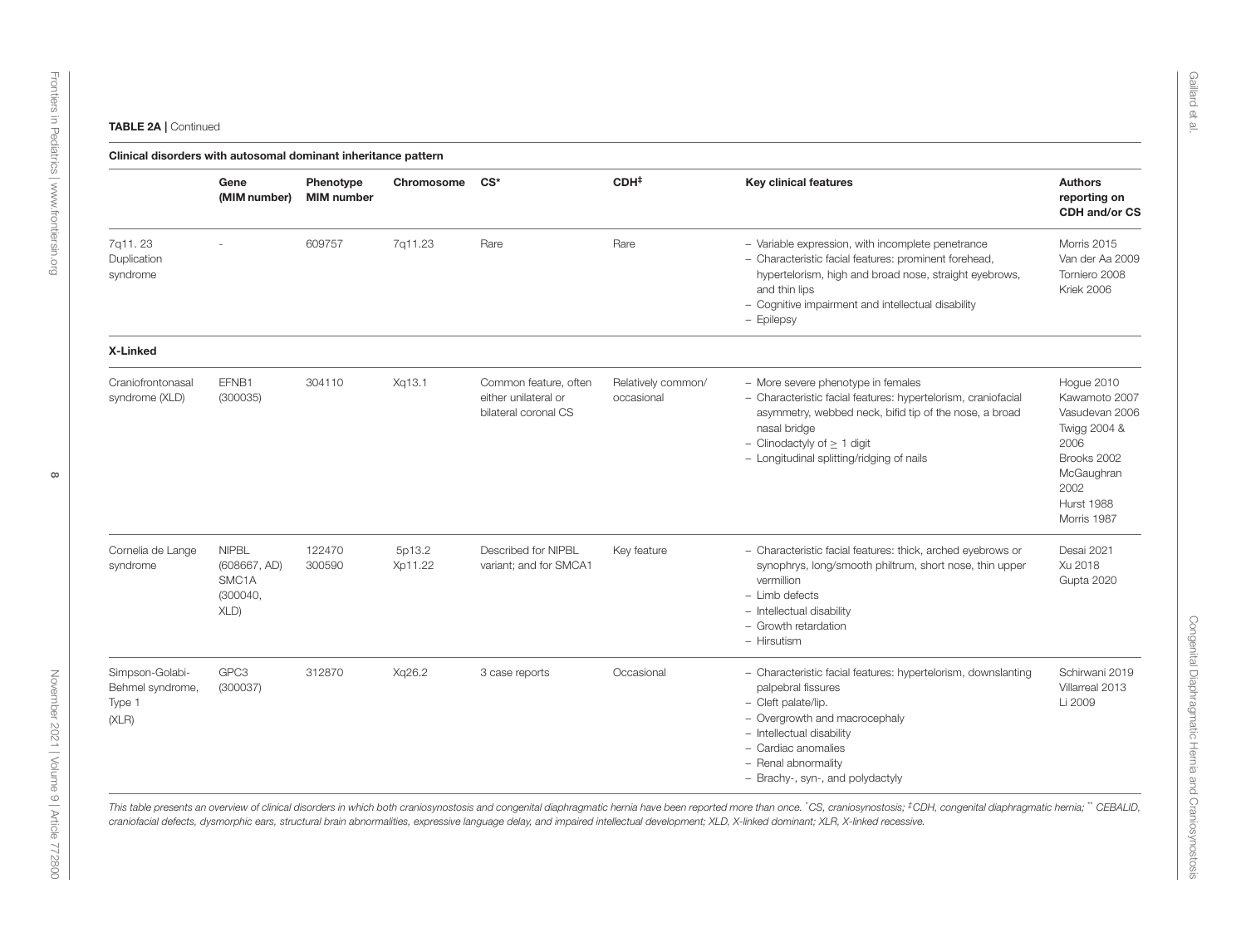**TABLE 2A |** Continued

**Clinical disorders with autosomal dominant inheritance pattern**

| | Gene (MIM number) | Phenotype MIM number | Chromosome | CS* | CDH‡ | Key clinical features | Authors reporting on CDH and/or CS |
|---|---|---|---|---|---|---|---|
| 7q11. 23 Duplication syndrome | - | 609757 | 7q11.23 | Rare | Rare | – Variable expression, with incomplete penetrance<br>– Characteristic facial features: prominent forehead, hypertelorism, high and broad nose, straight eyebrows, and thin lips<br>– Cognitive impairment and intellectual disability<br>– Epilepsy | Morris 2015<br>Van der Aa 2009<br>Torniero 2008<br>Kriek 2006 |
| **X-Linked** | | | | | | | |
| Craniofrontonasal syndrome (XLD) | EFNB1 (300035) | 304110 | Xq13.1 | Common feature, often either unilateral or bilateral coronal CS | Relatively common/ occasional | – More severe phenotype in females<br>– Characteristic facial features: hypertelorism, craniofacial asymmetry, webbed neck, bifid tip of the nose, a broad nasal bridge<br>– Clinodactyly of ≥ 1 digit<br>– Longitudinal splitting/ridging of nails | Hogue 2010<br>Kawamoto 2007<br>Vasudevan 2006<br>Twigg 2004 & 2006<br>Brooks 2002<br>McGaughran 2002<br>Hurst 1988<br>Morris 1987 |
| Cornelia de Lange syndrome | NIPBL (608667, AD)<br>SMC1A (300040, XLD) | 122470<br>300590 | 5p13.2<br>Xp11.22 | Described for NIPBL variant; and for SMCA1 | Key feature | – Characteristic facial features: thick, arched eyebrows or synophrys, long/smooth philtrum, short nose, thin upper vermillion<br>– Limb defects<br>– Intellectual disability<br>– Growth retardation<br>– Hirsutism | Desai 2021<br>Xu 2018<br>Gupta 2020 |
| Simpson-Golabi-Behmel syndrome, Type 1 (XLR) | GPC3 (300037) | 312870 | Xq26.2 | 3 case reports | Occasional | – Characteristic facial features: hypertelorism, downslanting palpebral fissures<br>– Cleft palate/lip.<br>– Overgrowth and macrocephaly<br>– Intellectual disability<br>– Cardiac anomalies<br>– Renal abnormality<br>– Brachy-, syn-, and polydactyly | Schirwani 2019<br>Villarreal 2013<br>Li 2009 |

*This table presents an overview of clinical disorders in which both craniosynostosis and congenital diaphragmatic hernia have been reported more than once. *CS, craniosynostosis; ‡CDH, congenital diaphragmatic hernia; ** CEBALID, craniofacial defects, dysmorphic ears, structural brain abnormalities, expressive language delay, and impaired intellectual development; XLD, X-linked dominant; XLR, X-linked recessive.*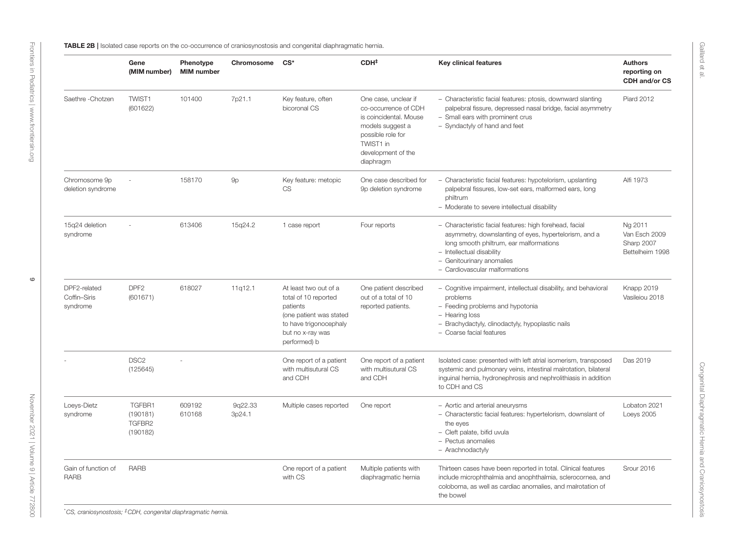**TABLE 2B |** Isolated case reports on the co-occurrence of craniosynostosis and congenital diaphragmatic hernia.

| | Gene (MIM number) | Phenotype MIM number | Chromosome | CS* | CDH‡ | Key clinical features | Authors reporting on CDH and/or CS |
|---|---|---|---|---|---|---|---|
| Saethre -Chotzen | TWIST1 (601622) | 101400 | 7p21.1 | Key feature, often bicoronal CS | One case, unclear if co-occurrence of CDH is coincidental. Mouse models suggest a possible role for TWIST1 in development of the diaphragm | – Characteristic facial features: ptosis, downward slanting palpebral fissure, depressed nasal bridge, facial asymmetry<br>– Small ears with prominent crus<br>– Syndactyly of hand and feet | Piard 2012 |
| Chromosome 9p deletion syndrome | - | 158170 | 9p | Key feature: metopic CS | One case described for 9p deletion syndrome | – Characteristic facial features: hypotelorism, upslanting palpebral fissures, low-set ears, malformed ears, long philtrum<br>– Moderate to severe intellectual disability | Alfi 1973 |
| 15q24 deletion syndrome | - | 613406 | 15q24.2 | 1 case report | Four reports | – Characteristic facial features: high forehead, facial asymmetry, downslanting of eyes, hypertelorism, and a long smooth philtrum, ear malformations<br>– Intellectual disability<br>– Genitourinary anomalies<br>– Cardiovascular malformations | Ng 2011<br>Van Esch 2009<br>Sharp 2007<br>Bettelheim 1998 |
| DPF2-related Coffin–Siris syndrome | DPF2 (601671) | 618027 | 11q12.1 | At least two out of a total of 10 reported patients (one patient was stated to have trigonocephaly but no x-ray was performed) b | One patient described out of a total of 10 reported patients. | – Cognitive impairment, intellectual disability, and behavioral problems<br>– Feeding problems and hypotonia<br>– Hearing loss<br>– Brachydactyly, clinodactyly, hypoplastic nails<br>– Coarse facial features | Knapp 2019<br>Vasileiou 2018 |
| - | DSC2 (125645) | - | | One report of a patient with multisutural CS and CDH | One report of a patient with multisutural CS and CDH | Isolated case: presented with left atrial isomerism, transposed systemic and pulmonary veins, intestinal malrotation, bilateral inguinal hernia, hydronephrosis and nephrolithiasis in addition to CDH and CS | Das 2019 |
| Loeys-Dietz syndrome | TGFBR1 (190181)<br>TGFBR2 (190182) | 609192<br>610168 | 9q22.33<br>3p24.1 | Multiple cases reported | One report | – Aortic and arterial aneurysms<br>– Characterstic facial features: hypertelorism, downslant of the eyes<br>– Cleft palate, bifid uvula<br>– Pectus anomalies<br>– Arachnodactyly | Lobaton 2021<br>Loeys 2005 |
| Gain of function of RARB | RARB | | | One report of a patient with CS | Multiple patients with diaphragmatic hernia | Thirteen cases have been reported in total. Clinical features include microphthalmia and anophthalmia, sclerocornea, and coloboma, as well as cardiac anomalies, and malrotation of the bowel | Srour 2016 |

*CS, craniosynostosis; ‡CDH, congenital diaphragmatic hernia.*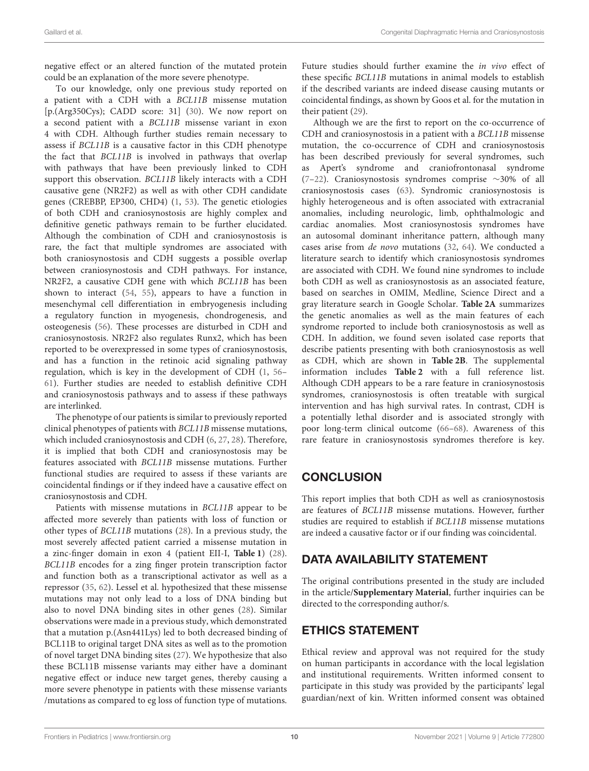negative effect or an altered function of the mutated protein could be an explanation of the more severe phenotype.

To our knowledge, only one previous study reported on a patient with a CDH with a *BCL11B* missense mutation [p.(Arg350Cys); CADD score: 31] (30). We now report on a second patient with a *BCL11B* missense variant in exon 4 with CDH. Although further studies remain necessary to assess if *BCL11B* is a causative factor in this CDH phenotype the fact that *BCL11B* is involved in pathways that overlap with pathways that have been previously linked to CDH support this observation. *BCL11B* likely interacts with a CDH causative gene (NR2F2) as well as with other CDH candidate genes (CREBBP, EP300, CHD4) (1, 53). The genetic etiologies of both CDH and craniosynostosis are highly complex and definitive genetic pathways remain to be further elucidated. Although the combination of CDH and craniosynostosis is rare, the fact that multiple syndromes are associated with both craniosynostosis and CDH suggests a possible overlap between craniosynostosis and CDH pathways. For instance, NR2F2, a causative CDH gene with which *BCL11B* has been shown to interact (54, 55), appears to have a function in mesenchymal cell differentiation in embryogenesis including a regulatory function in myogenesis, chondrogenesis, and osteogenesis (56). These processes are disturbed in CDH and craniosynostosis. NR2F2 also regulates Runx2, which has been reported to be overexpressed in some types of craniosynostosis, and has a function in the retinoic acid signaling pathway regulation, which is key in the development of CDH (1, 56–61). Further studies are needed to establish definitive CDH and craniosynostosis pathways and to assess if these pathways are interlinked.

The phenotype of our patients is similar to previously reported clinical phenotypes of patients with *BCL11B* missense mutations, which included craniosynostosis and CDH (6, 27, 28). Therefore, it is implied that both CDH and craniosynostosis may be features associated with *BCL11B* missense mutations. Further functional studies are required to assess if these variants are coincidental findings or if they indeed have a causative effect on craniosynostosis and CDH.

Patients with missense mutations in *BCL11B* appear to be affected more severely than patients with loss of function or other types of *BCL11B* mutations (28). In a previous study, the most severely affected patient carried a missense mutation in a zinc-finger domain in exon 4 (patient EII-I, **Table 1**) (28). *BCL11B* encodes for a zing finger protein transcription factor and function both as a transcriptional activator as well as a repressor (35, 62). Lessel et al. hypothesized that these missense mutations may not only lead to a loss of DNA binding but also to novel DNA binding sites in other genes (28). Similar observations were made in a previous study, which demonstrated that a mutation p.(Asn441Lys) led to both decreased binding of BCL11B to original target DNA sites as well as to the promotion of novel target DNA binding sites (27). We hypothesize that also these BCL11B missense variants may either have a dominant negative effect or induce new target genes, thereby causing a more severe phenotype in patients with these missense variants /mutations as compared to eg loss of function type of mutations.

Future studies should further examine the *in vivo* effect of these specific *BCL11B* mutations in animal models to establish if the described variants are indeed disease causing mutants or coincidental findings, as shown by Goos et al. for the mutation in their patient (29).

Although we are the first to report on the co-occurrence of CDH and craniosynostosis in a patient with a *BCL11B* missense mutation, the co-occurrence of CDH and craniosynostosis has been described previously for several syndromes, such as Apert's syndrome and craniofrontonasal syndrome (7–22). Craniosynostosis syndromes comprise ∼30% of all craniosynostosis cases (63). Syndromic craniosynostosis is highly heterogeneous and is often associated with extracranial anomalies, including neurologic, limb, ophthalmologic and cardiac anomalies. Most craniosynostosis syndromes have an autosomal dominant inheritance pattern, although many cases arise from *de novo* mutations (32, 64). We conducted a literature search to identify which craniosynostosis syndromes are associated with CDH. We found nine syndromes to include both CDH as well as craniosynostosis as an associated feature, based on searches in OMIM, Medline, Science Direct and a gray literature search in Google Scholar. **Table 2A** summarizes the genetic anomalies as well as the main features of each syndrome reported to include both craniosynostosis as well as CDH. In addition, we found seven isolated case reports that describe patients presenting with both craniosynostosis as well as CDH, which are shown in **Table 2B**. The supplemental information includes **Table 2** with a full reference list. Although CDH appears to be a rare feature in craniosynostosis syndromes, craniosynostosis is often treatable with surgical intervention and has high survival rates. In contrast, CDH is a potentially lethal disorder and is associated strongly with poor long-term clinical outcome (66–68). Awareness of this rare feature in craniosynostosis syndromes therefore is key.

## CONCLUSION

This report implies that both CDH as well as craniosynostosis are features of *BCL11B* missense mutations. However, further studies are required to establish if *BCL11B* missense mutations are indeed a causative factor or if our finding was coincidental.

## DATA AVAILABILITY STATEMENT

The original contributions presented in the study are included in the article/**Supplementary Material**, further inquiries can be directed to the corresponding author/s.

## ETHICS STATEMENT

Ethical review and approval was not required for the study on human participants in accordance with the local legislation and institutional requirements. Written informed consent to participate in this study was provided by the participants' legal guardian/next of kin. Written informed consent was obtained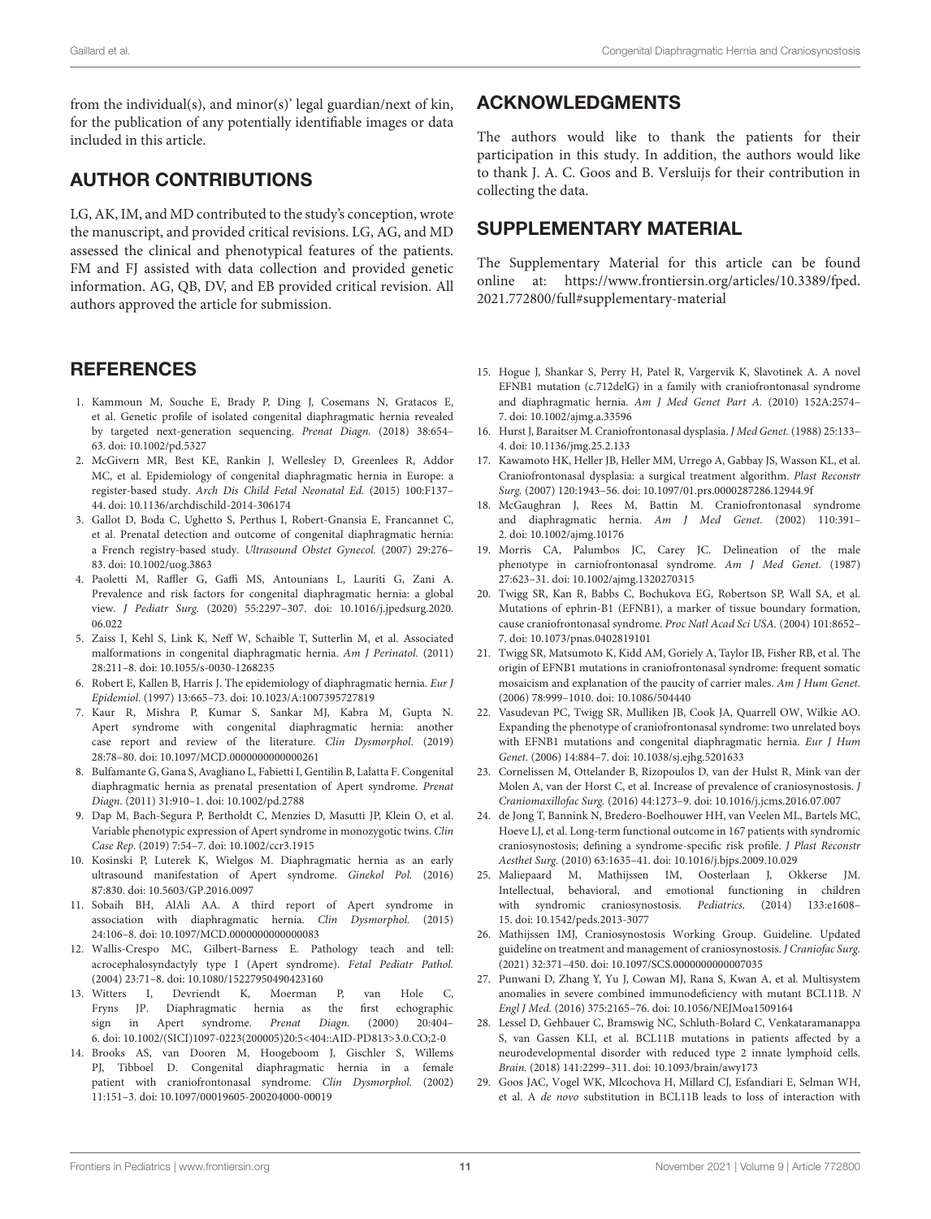from the individual(s), and minor(s)' legal guardian/next of kin, for the publication of any potentially identifiable images or data included in this article.

## AUTHOR CONTRIBUTIONS

LG, AK, IM, and MD contributed to the study's conception, wrote the manuscript, and provided critical revisions. LG, AG, and MD assessed the clinical and phenotypical features of the patients. FM and FJ assisted with data collection and provided genetic information. AG, QB, DV, and EB provided critical revision. All authors approved the article for submission.

## ACKNOWLEDGMENTS

The authors would like to thank the patients for their participation in this study. In addition, the authors would like to thank J. A. C. Goos and B. Versluijs for their contribution in collecting the data.

## SUPPLEMENTARY MATERIAL

The Supplementary Material for this article can be found online at: https://www.frontiersin.org/articles/10.3389/fped.2021.772800/full#supplementary-material

## REFERENCES

1. Kammoun M, Souche E, Brady P, Ding J, Cosemans N, Gratacos E, et al. Genetic profile of isolated congenital diaphragmatic hernia revealed by targeted next-generation sequencing. *Prenat Diagn.* (2018) 38:654–63. doi: 10.1002/pd.5327
2. McGivern MR, Best KE, Rankin J, Wellesley D, Greenlees R, Addor MC, et al. Epidemiology of congenital diaphragmatic hernia in Europe: a register-based study. *Arch Dis Child Fetal Neonatal Ed.* (2015) 100:F137–44. doi: 10.1136/archdischild-2014-306174
3. Gallot D, Boda C, Ughetto S, Perthus I, Robert-Gnansia E, Francannet C, et al. Prenatal detection and outcome of congenital diaphragmatic hernia: a French registry-based study. *Ultrasound Obstet Gynecol.* (2007) 29:276–83. doi: 10.1002/uog.3863
4. Paoletti M, Raffler G, Gaffi MS, Antounians L, Lauriti G, Zani A. Prevalence and risk factors for congenital diaphragmatic hernia: a global view. *J Pediatr Surg.* (2020) 55:2297–307. doi: 10.1016/j.jpedsurg.2020.06.022
5. Zaiss I, Kehl S, Link K, Neff W, Schaible T, Sutterlin M, et al. Associated malformations in congenital diaphragmatic hernia. *Am J Perinatol.* (2011) 28:211–8. doi: 10.1055/s-0030-1268235
6. Robert E, Kallen B, Harris J. The epidemiology of diaphragmatic hernia. *Eur J Epidemiol.* (1997) 13:665–73. doi: 10.1023/A:1007395727819
7. Kaur R, Mishra P, Kumar S, Sankar MJ, Kabra M, Gupta N. Apert syndrome with congenital diaphragmatic hernia: another case report and review of the literature. *Clin Dysmorphol.* (2019) 28:78–80. doi: 10.1097/MCD.0000000000000261
8. Bulfamante G, Gana S, Avagliano L, Fabietti I, Gentilin B, Lalatta F. Congenital diaphragmatic hernia as prenatal presentation of Apert syndrome. *Prenat Diagn.* (2011) 31:910–1. doi: 10.1002/pd.2788
9. Dap M, Bach-Segura P, Bertholdt C, Menzies D, Masutti JP, Klein O, et al. Variable phenotypic expression of Apert syndrome in monozygotic twins. *Clin Case Rep.* (2019) 7:54–7. doi: 10.1002/ccr3.1915
10. Kosinski P, Luterek K, Wielgos M. Diaphragmatic hernia as an early ultrasound manifestation of Apert syndrome. *Ginekol Pol.* (2016) 87:830. doi: 10.5603/GP.2016.0097
11. Sobaih BH, AlAli AA. A third report of Apert syndrome in association with diaphragmatic hernia. *Clin Dysmorphol.* (2015) 24:106–8. doi: 10.1097/MCD.0000000000000083
12. Wallis-Crespo MC, Gilbert-Barness E. Pathology teach and tell: acrocephalosyndactyly type I (Apert syndrome). *Fetal Pediatr Pathol.* (2004) 23:71–8. doi: 10.1080/15227950490423160
13. Witters I, Devriendt K, Moerman P, van Hole C, Fryns JP. Diaphragmatic hernia as the first echographic sign in Apert syndrome. *Prenat Diagn.* (2000) 20:404–6. doi: 10.1002/(SICI)1097-0223(200005)20:5<404::AID-PD813>3.0.CO;2-0
14. Brooks AS, van Dooren M, Hoogeboom J, Gischler S, Willems PJ, Tibboel D. Congenital diaphragmatic hernia in a female patient with craniofrontonasal syndrome. *Clin Dysmorphol.* (2002) 11:151–3. doi: 10.1097/00019605-200204000-00019
15. Hogue J, Shankar S, Perry H, Patel R, Vargervik K, Slavotinek A. A novel EFNB1 mutation (c.712delG) in a family with craniofrontonasal syndrome and diaphragmatic hernia. *Am J Med Genet Part A.* (2010) 152A:2574–7. doi: 10.1002/ajmg.a.33596
16. Hurst J, Baraitser M. Craniofrontonasal dysplasia. *J Med Genet.* (1988) 25:133–4. doi: 10.1136/jmg.25.2.133
17. Kawamoto HK, Heller JB, Heller MM, Urrego A, Gabbay JS, Wasson KL, et al. Craniofrontonasal dysplasia: a surgical treatment algorithm. *Plast Reconstr Surg.* (2007) 120:1943–56. doi: 10.1097/01.prs.0000287286.12944.9f
18. McGaughran J, Rees M, Battin M. Craniofrontonasal syndrome and diaphragmatic hernia. *Am J Med Genet.* (2002) 110:391–2. doi: 10.1002/ajmg.10176
19. Morris CA, Palumbos JC, Carey JC. Delineation of the male phenotype in carniofrontonasal syndrome. *Am J Med Genet.* (1987) 27:623–31. doi: 10.1002/ajmg.1320270315
20. Twigg SR, Kan R, Babbs C, Bochukova EG, Robertson SP, Wall SA, et al. Mutations of ephrin-B1 (EFNB1), a marker of tissue boundary formation, cause craniofrontonasal syndrome. *Proc Natl Acad Sci USA.* (2004) 101:8652–7. doi: 10.1073/pnas.0402819101
21. Twigg SR, Matsumoto K, Kidd AM, Goriely A, Taylor IB, Fisher RB, et al. The origin of EFNB1 mutations in craniofrontonasal syndrome: frequent somatic mosaicism and explanation of the paucity of carrier males. *Am J Hum Genet.* (2006) 78:999–1010. doi: 10.1086/504440
22. Vasudevan PC, Twigg SR, Mulliken JB, Cook JA, Quarrell OW, Wilkie AO. Expanding the phenotype of craniofrontonasal syndrome: two unrelated boys with EFNB1 mutations and congenital diaphragmatic hernia. *Eur J Hum Genet.* (2006) 14:884–7. doi: 10.1038/sj.ejhg.5201633
23. Cornelissen M, Ottelander B, Rizopoulos D, van der Hulst R, Mink van der Molen A, van der Horst C, et al. Increase of prevalence of craniosynostosis. *J Craniomaxillofac Surg.* (2016) 44:1273–9. doi: 10.1016/j.jcms.2016.07.007
24. de Jong T, Bannink N, Bredero-Boelhouwer HH, van Veelen ML, Bartels MC, Hoeve LJ, et al. Long-term functional outcome in 167 patients with syndromic craniosynostosis; defining a syndrome-specific risk profile. *J Plast Reconstr Aesthet Surg.* (2010) 63:1635–41. doi: 10.1016/j.bjps.2009.10.029
25. Maliepaard M, Mathijssen IM, Oosterlaan J, Okkerse JM. Intellectual, behavioral, and emotional functioning in children with syndromic craniosynostosis. *Pediatrics.* (2014) 133:e1608–15. doi: 10.1542/peds.2013-3077
26. Mathijssen IMJ, Craniosynostosis Working Group. Guideline. Updated guideline on treatment and management of craniosynostosis. *J Craniofac Surg.* (2021) 32:371–450. doi: 10.1097/SCS.0000000000007035
27. Punwani D, Zhang Y, Yu J, Cowan MJ, Rana S, Kwan A, et al. Multisystem anomalies in severe combined immunodeficiency with mutant BCL11B. *N Engl J Med.* (2016) 375:2165–76. doi: 10.1056/NEJMoa1509164
28. Lessel D, Gehbauer C, Bramswig NC, Schluth-Bolard C, Venkataramanappa S, van Gassen KLI, et al. BCL11B mutations in patients affected by a neurodevelopmental disorder with reduced type 2 innate lymphoid cells. *Brain.* (2018) 141:2299–311. doi: 10.1093/brain/awy173
29. Goos JAC, Vogel WK, Mlcochova H, Millard CJ, Esfandiari E, Selman WH, et al. A *de novo* substitution in BCL11B leads to loss of interaction with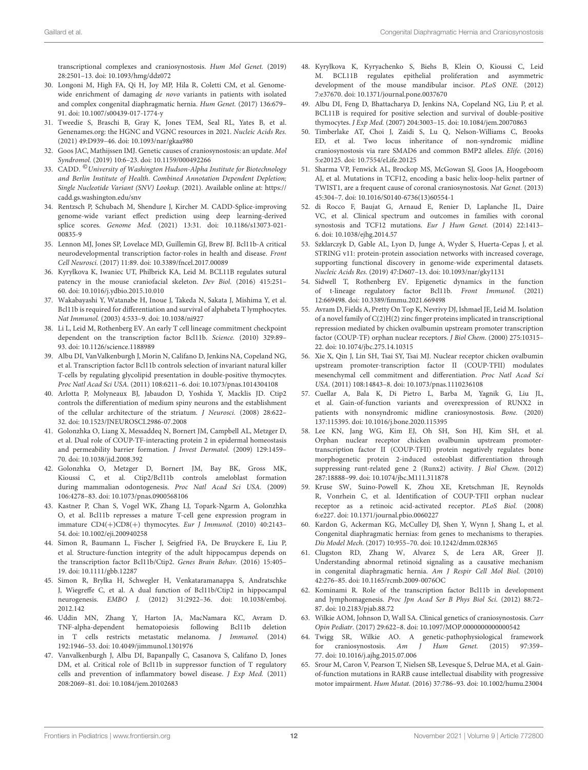transcriptional complexes and craniosynostosis. *Hum Mol Genet.* (2019) 28:2501–13. doi: 10.1093/hmg/ddz072

30. Longoni M, High FA, Qi H, Joy MP, Hila R, Coletti CM, et al. Genome-wide enrichment of damaging *de novo* variants in patients with isolated and complex congenital diaphragmatic hernia. *Hum Genet.* (2017) 136:679–91. doi: 10.1007/s00439-017-1774-y
31. Tweedie S, Braschi B, Gray K, Jones TEM, Seal RL, Yates B, et al. Genenames.org: the HGNC and VGNC resources in 2021. *Nucleic Acids Res.* (2021) 49:D939–46. doi: 10.1093/nar/gkaa980
32. Goos JAC, Mathijssen IMJ. Genetic causes of craniosynostosis: an update. *Mol Syndromol.* (2019) 10:6–23. doi: 10.1159/000492266
33. CADD. ©*University of Washington Hudson-Alpha Institute for Biotechnology and Berlin Institute of Health. Combined Annotation Dependent Depletion; Single Nucleotide Variant (SNV) Lookup.* (2021). Available online at: https://cadd.gs.washington.edu/snv
34. Rentzsch P, Schubach M, Shendure J, Kircher M. CADD-Splice-improving genome-wide variant effect prediction using deep learning-derived splice scores. *Genome Med.* (2021) 13:31. doi: 10.1186/s13073-021-00835-9
35. Lennon MJ, Jones SP, Lovelace MD, Guillemin GJ, Brew BJ. Bcl11b-A critical neurodevelopmental transcription factor-roles in health and disease. *Front Cell Neurosci.* (2017) 11:89. doi: 10.3389/fncel.2017.00089
36. Kyrylkova K, Iwaniec UT, Philbrick KA, Leid M. BCL11B regulates sutural patency in the mouse craniofacial skeleton. *Dev Biol.* (2016) 415:251–60. doi: 10.1016/j.ydbio.2015.10.010
37. Wakabayashi Y, Watanabe H, Inoue J, Takeda N, Sakata J, Mishima Y, et al. Bcl11b is required for differentiation and survival of alphabeta T lymphocytes. *Nat Immunol.* (2003) 4:533–9. doi: 10.1038/ni927
38. Li L, Leid M, Rothenberg EV. An early T cell lineage commitment checkpoint dependent on the transcription factor Bcl11b. *Science.* (2010) 329:89–93. doi: 10.1126/science.1188989
39. Albu DI, VanValkenburgh J, Morin N, Califano D, Jenkins NA, Copeland NG, et al. Transcription factor Bcl11b controls selection of invariant natural killer T-cells by regulating glycolipid presentation in double-positive thymocytes. *Proc Natl Acad Sci USA.* (2011) 108:6211–6. doi: 10.1073/pnas.1014304108
40. Arlotta P, Molyneaux BJ, Jabaudon D, Yoshida Y, Macklis JD. Ctip2 controls the differentiation of medium spiny neurons and the establishment of the cellular architecture of the striatum. *J Neurosci.* (2008) 28:622–32. doi: 10.1523/JNEUROSCI.2986-07.2008
41. Golonzhka O, Liang X, Messaddeq N, Bornert JM, Campbell AL, Metzger D, et al. Dual role of COUP-TF-interacting protein 2 in epidermal homeostasis and permeability barrier formation. *J Invest Dermatol.* (2009) 129:1459–70. doi: 10.1038/jid.2008.392
42. Golonzhka O, Metzger D, Bornert JM, Bay BK, Gross MK, Kioussi C, et al. Ctip2/Bcl11b controls ameloblast formation during mammalian odontogenesis. *Proc Natl Acad Sci USA.* (2009) 106:4278–83. doi: 10.1073/pnas.0900568106
43. Kastner P, Chan S, Vogel WK, Zhang LJ, Topark-Ngarm A, Golonzhka O, et al. Bcl11b represses a mature T-cell gene expression program in immature CD4(+)CD8(+) thymocytes. *Eur J Immunol.* (2010) 40:2143–54. doi: 10.1002/eji.200940258
44. Simon R, Baumann L, Fischer J, Seigfried FA, De Bruyckere E, Liu P, et al. Structure-function integrity of the adult hippocampus depends on the transcription factor Bcl11b/Ctip2. *Genes Brain Behav.* (2016) 15:405–19. doi: 10.1111/gbb.12287
45. Simon R, Brylka H, Schwegler H, Venkataramanappa S, Andratschke J, Wiegreffe C, et al. A dual function of Bcl11b/Ctip2 in hippocampal neurogenesis. *EMBO J.* (2012) 31:2922–36. doi: 10.1038/emboj.2012.142
46. Uddin MN, Zhang Y, Harton JA, MacNamara KC, Avram D. TNF-alpha-dependent hematopoiesis following Bcl11b deletion in T cells restricts metastatic melanoma. *J Immunol.* (2014) 192:1946–53. doi: 10.4049/jimmunol.1301976
47. Vanvalkenburgh J, Albu DI, Bapanpally C, Casanova S, Califano D, Jones DM, et al. Critical role of Bcl11b in suppressor function of T regulatory cells and prevention of inflammatory bowel disease. *J Exp Med.* (2011) 208:2069–81. doi: 10.1084/jem.20102683
48. Kyrylkova K, Kyryachenko S, Biehs B, Klein O, Kioussi C, Leid M. BCL11B regulates epithelial proliferation and asymmetric development of the mouse mandibular incisor. *PLoS ONE.* (2012) 7:e37670. doi: 10.1371/journal.pone.0037670
49. Albu DI, Feng D, Bhattacharya D, Jenkins NA, Copeland NG, Liu P, et al. BCL11B is required for positive selection and survival of double-positive thymocytes. *J Exp Med.* (2007) 204:3003–15. doi: 10.1084/jem.20070863
50. Timberlake AT, Choi J, Zaidi S, Lu Q, Nelson-Williams C, Brooks ED, et al. Two locus inheritance of non-syndromic midline craniosynostosis via rare SMAD6 and common BMP2 alleles. *Elife.* (2016) 5:e20125. doi: 10.7554/eLife.20125
51. Sharma VP, Fenwick AL, Brockop MS, McGowan SJ, Goos JA, Hoogeboom AJ, et al. Mutations in TCF12, encoding a basic helix-loop-helix partner of TWIST1, are a frequent cause of coronal craniosynostosis. *Nat Genet.* (2013) 45:304–7. doi: 10.1016/S0140-6736(13)60554-1
52. di Rocco F, Baujat G, Arnaud E, Renier D, Laplanche JL, Daire VC, et al. Clinical spectrum and outcomes in families with coronal synostosis and TCF12 mutations. *Eur J Hum Genet.* (2014) 22:1413–6. doi: 10.1038/ejhg.2014.57
53. Szklarczyk D, Gable AL, Lyon D, Junge A, Wyder S, Huerta-Cepas J, et al. STRING v11: protein-protein association networks with increased coverage, supporting functional discovery in genome-wide experimental datasets. *Nucleic Acids Res.* (2019) 47:D607–13. doi: 10.1093/nar/gky1131
54. Sidwell T, Rothenberg EV. Epigenetic dynamics in the function of t-lineage regulatory factor Bcl11b. *Front Immunol.* (2021) 12:669498. doi: 10.3389/fimmu.2021.669498
55. Avram D, Fields A, Pretty On Top K, Nevrivy DJ, Ishmael JE, Leid M. Isolation of a novel family of C(2)H(2) zinc finger proteins implicated in transcriptional repression mediated by chicken ovalbumin upstream promoter transcription factor (COUP-TF) orphan nuclear receptors. *J Biol Chem.* (2000) 275:10315–22. doi: 10.1074/jbc.275.14.10315
56. Xie X, Qin J, Lin SH, Tsai SY, Tsai MJ. Nuclear receptor chicken ovalbumin upstream promoter-transcription factor II (COUP-TFII) modulates mesenchymal cell commitment and differentiation. *Proc Natl Acad Sci USA.* (2011) 108:14843–8. doi: 10.1073/pnas.1110236108
57. Cuellar A, Bala K, Di Pietro L, Barba M, Yagnik G, Liu JL, et al. Gain-of-function variants and overexpression of RUNX2 in patients with nonsyndromic midline craniosynostosis. *Bone.* (2020) 137:115395. doi: 10.1016/j.bone.2020.115395
58. Lee KN, Jang WG, Kim EJ, Oh SH, Son HJ, Kim SH, et al. Orphan nuclear receptor chicken ovalbumin upstream promoter-transcription factor II (COUP-TFII) protein negatively regulates bone morphogenetic protein 2-induced osteoblast differentiation through suppressing runt-related gene 2 (Runx2) activity. *J Biol Chem.* (2012) 287:18888–99. doi: 10.1074/jbc.M111.311878
59. Kruse SW, Suino-Powell K, Zhou XE, Kretschman JE, Reynolds R, Vonrhein C, et al. Identification of COUP-TFII orphan nuclear receptor as a retinoic acid-activated receptor. *PLoS Biol.* (2008) 6:e227. doi: 10.1371/journal.pbio.0060227
60. Kardon G, Ackerman KG, McCulley DJ, Shen Y, Wynn J, Shang L, et al. Congenital diaphragmatic hernias: from genes to mechanisms to therapies. *Dis Model Mech.* (2017) 10:955–70. doi: 10.1242/dmm.028365
61. Clugston RD, Zhang W, Alvarez S, de Lera AR, Greer JJ. Understanding abnormal retinoid signaling as a causative mechanism in congenital diaphragmatic hernia. *Am J Respir Cell Mol Biol.* (2010) 42:276–85. doi: 10.1165/rcmb.2009-0076OC
62. Kominami R. Role of the transcription factor Bcl11b in development and lymphomagenesis. *Proc Jpn Acad Ser B Phys Biol Sci.* (2012) 88:72–87. doi: 10.2183/pjab.88.72
63. Wilkie AOM, Johnson D, Wall SA. Clinical genetics of craniosynostosis. *Curr Opin Pediatr.* (2017) 29:622–8. doi: 10.1097/MOP.0000000000000542
64. Twigg SR, Wilkie AO. A genetic-pathophysiological framework for craniosynostosis. *Am J Hum Genet.* (2015) 97:359–77. doi: 10.1016/j.ajhg.2015.07.006
65. Srour M, Caron V, Pearson T, Nielsen SB, Levesque S, Delrue MA, et al. Gain-of-function mutations in RARB cause intellectual disability with progressive motor impairment. *Hum Mutat.* (2016) 37:786–93. doi: 10.1002/humu.23004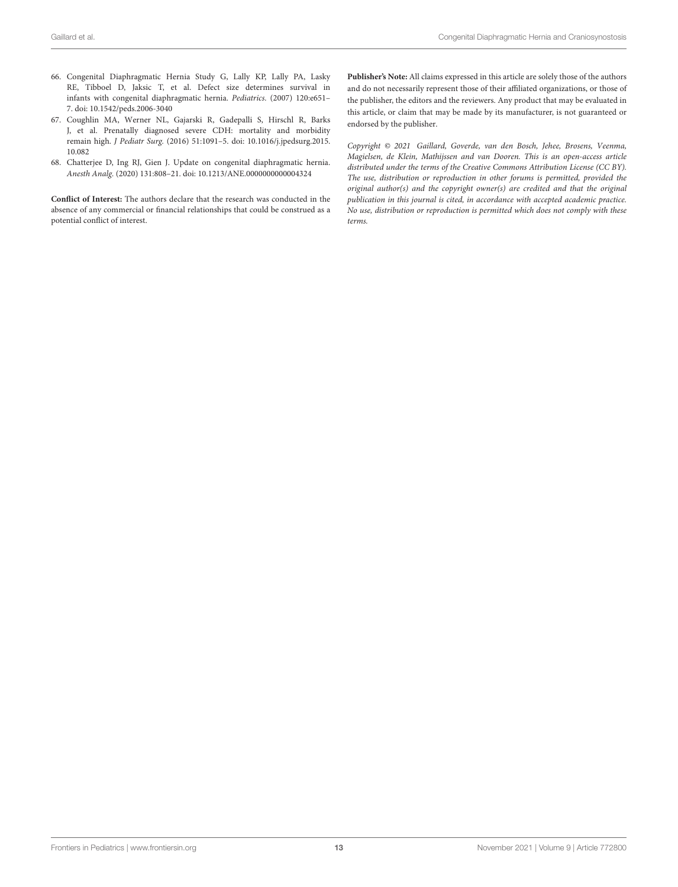66. Congenital Diaphragmatic Hernia Study G, Lally KP, Lally PA, Lasky RE, Tibboel D, Jaksic T, et al. Defect size determines survival in infants with congenital diaphragmatic hernia. *Pediatrics*. (2007) 120:e651–7. doi: 10.1542/peds.2006-3040
67. Coughlin MA, Werner NL, Gajarski R, Gadepalli S, Hirschl R, Barks J, et al. Prenatally diagnosed severe CDH: mortality and morbidity remain high. *J Pediatr Surg.* (2016) 51:1091–5. doi: 10.1016/j.jpedsurg.2015.10.082
68. Chatterjee D, Ing RJ, Gien J. Update on congenital diaphragmatic hernia. *Anesth Analg.* (2020) 131:808–21. doi: 10.1213/ANE.0000000000004324

**Conflict of Interest:** The authors declare that the research was conducted in the absence of any commercial or financial relationships that could be construed as a potential conflict of interest.

**Publisher's Note:** All claims expressed in this article are solely those of the authors and do not necessarily represent those of their affiliated organizations, or those of the publisher, the editors and the reviewers. Any product that may be evaluated in this article, or claim that may be made by its manufacturer, is not guaranteed or endorsed by the publisher.

*Copyright © 2021 Gaillard, Goverde, van den Bosch, Jehee, Brosens, Veenma, Magielsen, de Klein, Mathijssen and van Dooren. This is an open-access article distributed under the terms of the Creative Commons Attribution License (CC BY). The use, distribution or reproduction in other forums is permitted, provided the original author(s) and the copyright owner(s) are credited and that the original publication in this journal is cited, in accordance with accepted academic practice. No use, distribution or reproduction is permitted which does not comply with these terms.*